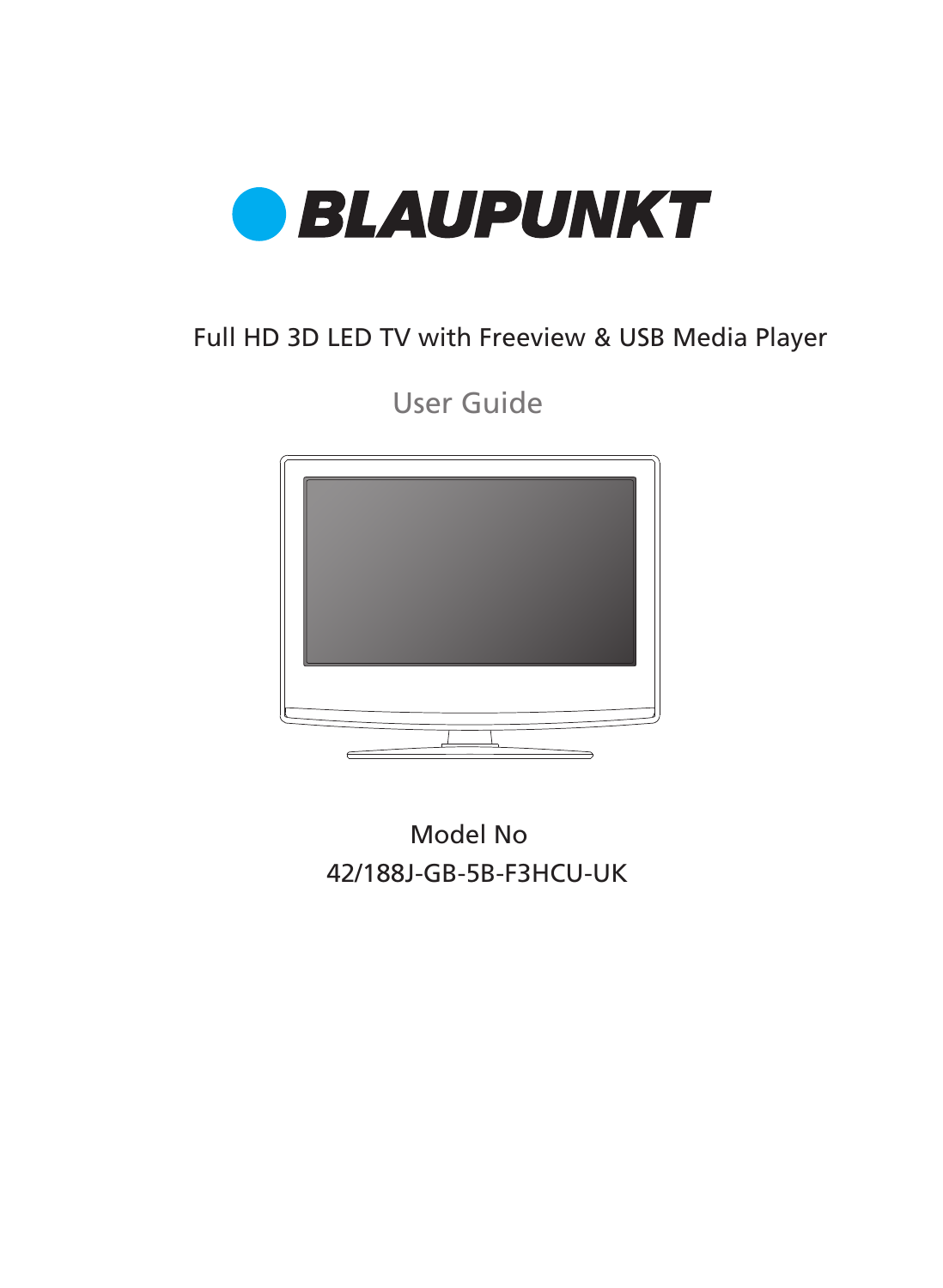# BLAUPUNKT

Full HD 3D LED TV with Freeview & USB Media Player

User Guide

Model No

42/188J-GB-5B-F3HCU-UK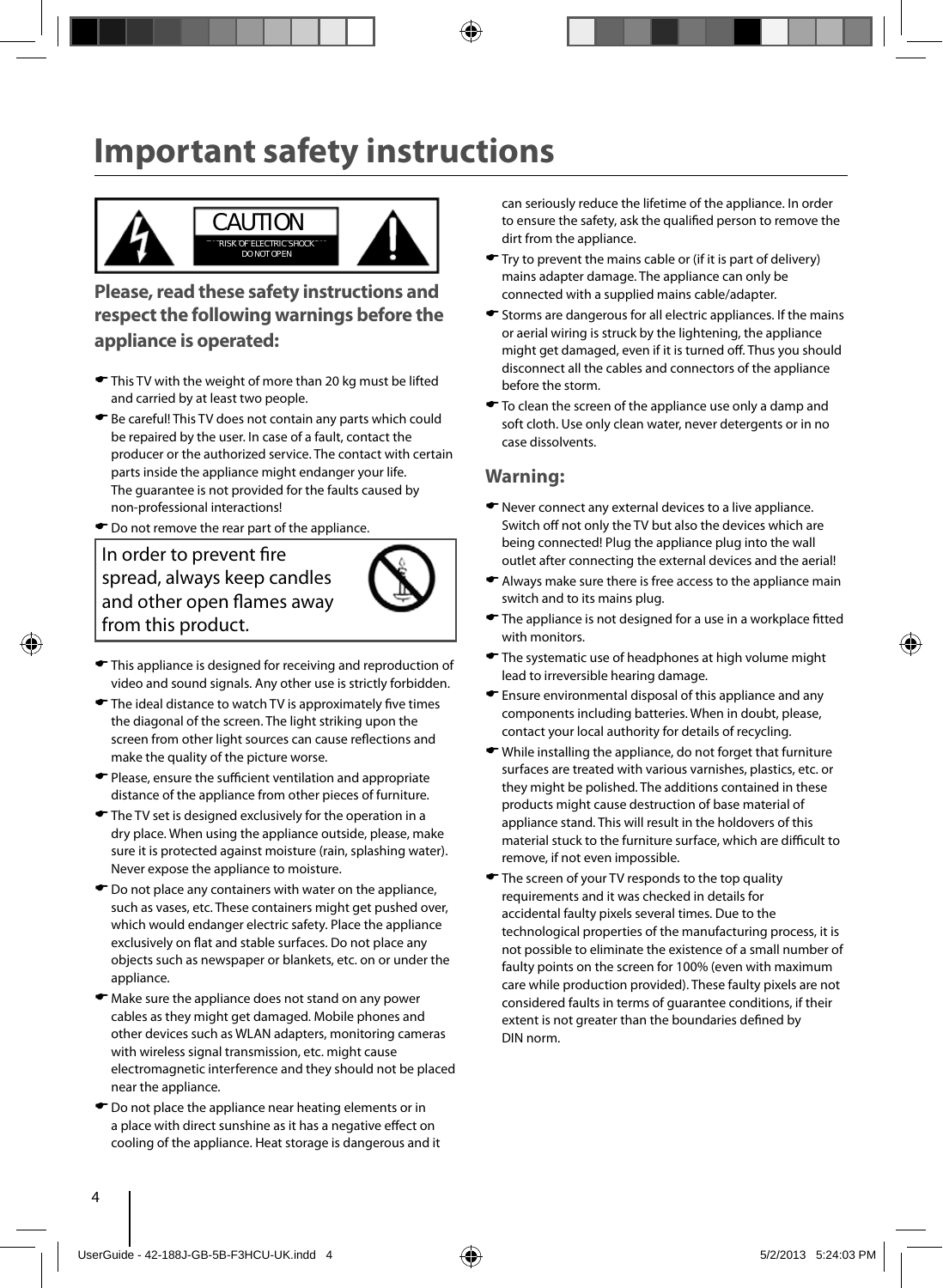# Important safety instructions

CAUTION
RISK OF ELECTRIC SHOCK
DO NOT OPEN

## Please, read these safety instructions and respect the following warnings before the appliance is operated:

- This TV with the weight of more than 20 kg must be lifted and carried by at least two people.
- Be careful! This TV does not contain any parts which could be repaired by the user. In case of a fault, contact the producer or the authorized service. The contact with certain parts inside the appliance might endanger your life. The guarantee is not provided for the faults caused by non-professional interactions!
- Do not remove the rear part of the appliance.

In order to prevent fire spread, always keep candles and other open flames away from this product.

- This appliance is designed for receiving and reproduction of video and sound signals. Any other use is strictly forbidden.
- The ideal distance to watch TV is approximately five times the diagonal of the screen. The light striking upon the screen from other light sources can cause reflections and make the quality of the picture worse.
- Please, ensure the sufficient ventilation and appropriate distance of the appliance from other pieces of furniture.
- The TV set is designed exclusively for the operation in a dry place. When using the appliance outside, please, make sure it is protected against moisture (rain, splashing water). Never expose the appliance to moisture.
- Do not place any containers with water on the appliance, such as vases, etc. These containers might get pushed over, which would endanger electric safety. Place the appliance exclusively on flat and stable surfaces. Do not place any objects such as newspaper or blankets, etc. on or under the appliance.
- Make sure the appliance does not stand on any power cables as they might get damaged. Mobile phones and other devices such as WLAN adapters, monitoring cameras with wireless signal transmission, etc. might cause electromagnetic interference and they should not be placed near the appliance.
- Do not place the appliance near heating elements or in a place with direct sunshine as it has a negative effect on cooling of the appliance. Heat storage is dangerous and it can seriously reduce the lifetime of the appliance. In order to ensure the safety, ask the qualified person to remove the dirt from the appliance.
- Try to prevent the mains cable or (if it is part of delivery) mains adapter damage. The appliance can only be connected with a supplied mains cable/adapter.
- Storms are dangerous for all electric appliances. If the mains or aerial wiring is struck by the lightening, the appliance might get damaged, even if it is turned off. Thus you should disconnect all the cables and connectors of the appliance before the storm.
- To clean the screen of the appliance use only a damp and soft cloth. Use only clean water, never detergents or in no case dissolvents.

## Warning:

- Never connect any external devices to a live appliance. Switch off not only the TV but also the devices which are being connected! Plug the appliance plug into the wall outlet after connecting the external devices and the aerial!
- Always make sure there is free access to the appliance main switch and to its mains plug.
- The appliance is not designed for a use in a workplace fitted with monitors.
- The systematic use of headphones at high volume might lead to irreversible hearing damage.
- Ensure environmental disposal of this appliance and any components including batteries. When in doubt, please, contact your local authority for details of recycling.
- While installing the appliance, do not forget that furniture surfaces are treated with various varnishes, plastics, etc. or they might be polished. The additions contained in these products might cause destruction of base material of appliance stand. This will result in the holdovers of this material stuck to the furniture surface, which are difficult to remove, if not even impossible.
- The screen of your TV responds to the top quality requirements and it was checked in details for accidental faulty pixels several times. Due to the technological properties of the manufacturing process, it is not possible to eliminate the existence of a small number of faulty points on the screen for 100% (even with maximum care while production provided). These faulty pixels are not considered faults in terms of guarantee conditions, if their extent is not greater than the boundaries defined by DIN norm.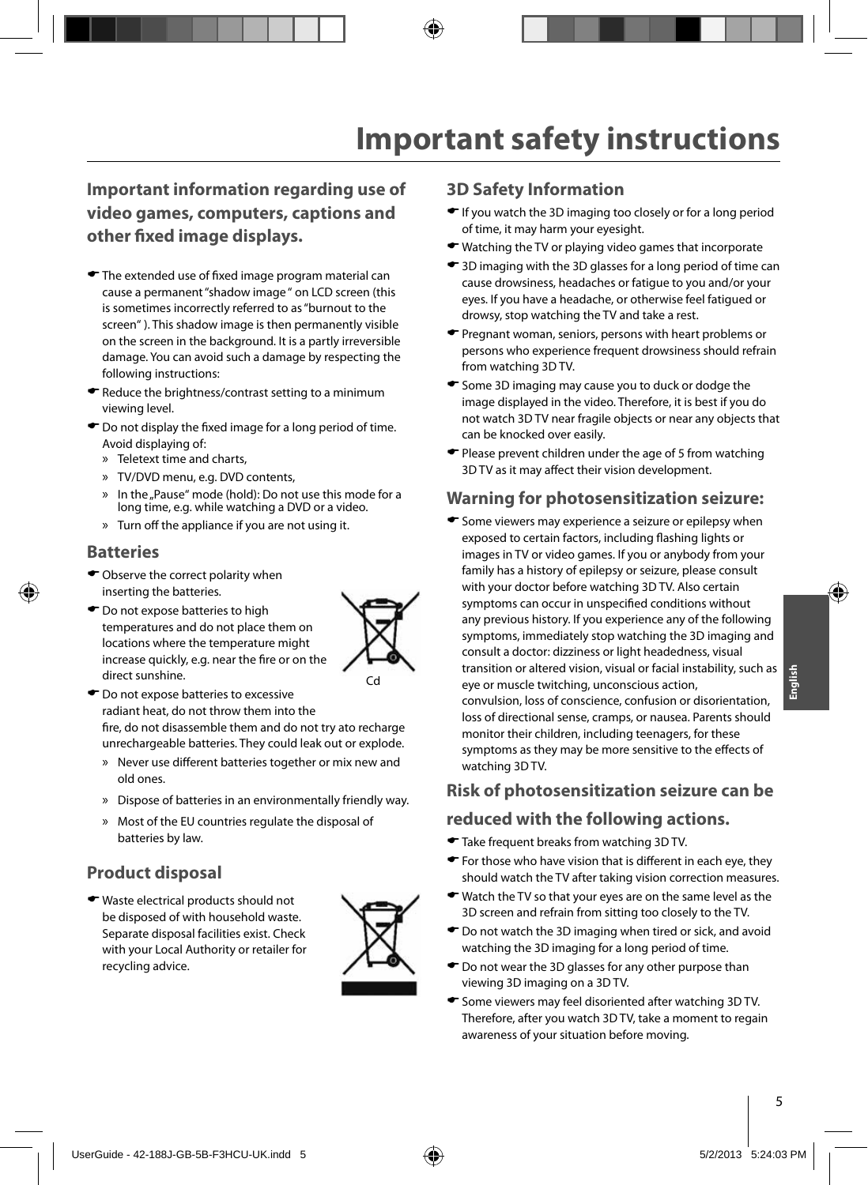# Important safety instructions

## Important information regarding use of video games, computers, captions and other fixed image displays.

- The extended use of fixed image program material can cause a permanent "shadow image" on LCD screen (this is sometimes incorrectly referred to as "burnout to the screen" ). This shadow image is then permanently visible on the screen in the background. It is a partly irreversible damage. You can avoid such a damage by respecting the following instructions:
- Reduce the brightness/contrast setting to a minimum viewing level.
- Do not display the fixed image for a long period of time. Avoid displaying of:
  - » Teletext time and charts,
  - » TV/DVD menu, e.g. DVD contents,
  - » In the „Pause" mode (hold): Do not use this mode for a long time, e.g. while watching a DVD or a video.
  - » Turn off the appliance if you are not using it.

## Batteries

- Observe the correct polarity when inserting the batteries.
- Do not expose batteries to high temperatures and do not place them on locations where the temperature might increase quickly, e.g. near the fire or on the direct sunshine.
- Do not expose batteries to excessive radiant heat, do not throw them into the fire, do not disassemble them and do not try ato recharge unrechargeable batteries. They could leak out or explode.
  - » Never use different batteries together or mix new and old ones.
  - » Dispose of batteries in an environmentally friendly way.
  - » Most of the EU countries regulate the disposal of batteries by law.

Cd

## Product disposal

- Waste electrical products should not be disposed of with household waste. Separate disposal facilities exist. Check with your Local Authority or retailer for recycling advice.

## 3D Safety Information

- If you watch the 3D imaging too closely or for a long period of time, it may harm your eyesight.
- Watching the TV or playing video games that incorporate
- 3D imaging with the 3D glasses for a long period of time can cause drowsiness, headaches or fatigue to you and/or your eyes. If you have a headache, or otherwise feel fatigued or drowsy, stop watching the TV and take a rest.
- Pregnant woman, seniors, persons with heart problems or persons who experience frequent drowsiness should refrain from watching 3D TV.
- Some 3D imaging may cause you to duck or dodge the image displayed in the video. Therefore, it is best if you do not watch 3D TV near fragile objects or near any objects that can be knocked over easily.
- Please prevent children under the age of 5 from watching 3D TV as it may affect their vision development.

## Warning for photosensitization seizure:

- Some viewers may experience a seizure or epilepsy when exposed to certain factors, including flashing lights or images in TV or video games. If you or anybody from your family has a history of epilepsy or seizure, please consult with your doctor before watching 3D TV. Also certain symptoms can occur in unspecified conditions without any previous history. If you experience any of the following symptoms, immediately stop watching the 3D imaging and consult a doctor: dizziness or light headedness, visual transition or altered vision, visual or facial instability, such as eye or muscle twitching, unconscious action, convulsion, loss of conscience, confusion or disorientation, loss of directional sense, cramps, or nausea. Parents should monitor their children, including teenagers, for these symptoms as they may be more sensitive to the effects of watching 3D TV.

## Risk of photosensitization seizure can be reduced with the following actions.

- Take frequent breaks from watching 3D TV.
- For those who have vision that is different in each eye, they should watch the TV after taking vision correction measures.
- Watch the TV so that your eyes are on the same level as the 3D screen and refrain from sitting too closely to the TV.
- Do not watch the 3D imaging when tired or sick, and avoid watching the 3D imaging for a long period of time.
- Do not wear the 3D glasses for any other purpose than viewing 3D imaging on a 3D TV.
- Some viewers may feel disoriented after watching 3D TV. Therefore, after you watch 3D TV, take a moment to regain awareness of your situation before moving.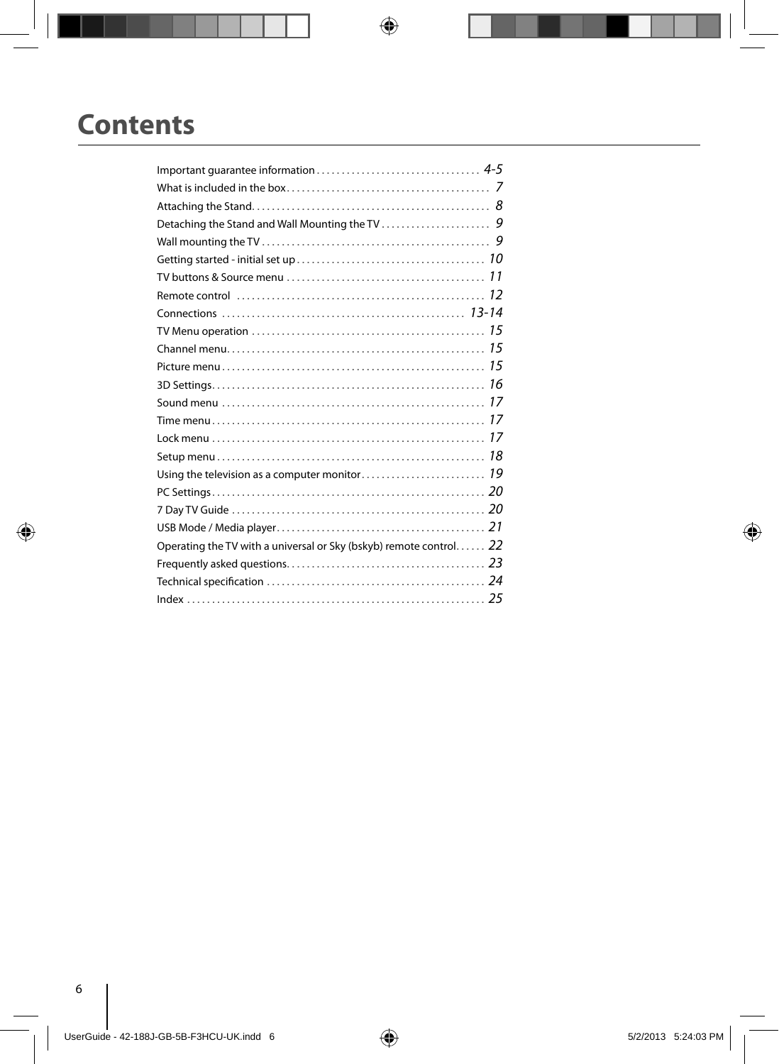# Contents

| | |
|---|---|
| Important guarantee information | 4-5 |
| What is included in the box | 7 |
| Attaching the Stand | 8 |
| Detaching the Stand and Wall Mounting the TV | 9 |
| Wall mounting the TV | 9 |
| Getting started - initial set up | 10 |
| TV buttons & Source menu | 11 |
| Remote control | 12 |
| Connections | 13-14 |
| TV Menu operation | 15 |
| Channel menu | 15 |
| Picture menu | 15 |
| 3D Settings | 16 |
| Sound menu | 17 |
| Time menu | 17 |
| Lock menu | 17 |
| Setup menu | 18 |
| Using the television as a computer monitor | 19 |
| PC Settings | 20 |
| 7 Day TV Guide | 20 |
| USB Mode / Media player | 21 |
| Operating the TV with a universal or Sky (bskyb) remote control | 22 |
| Frequently asked questions | 23 |
| Technical specification | 24 |
| Index | 25 |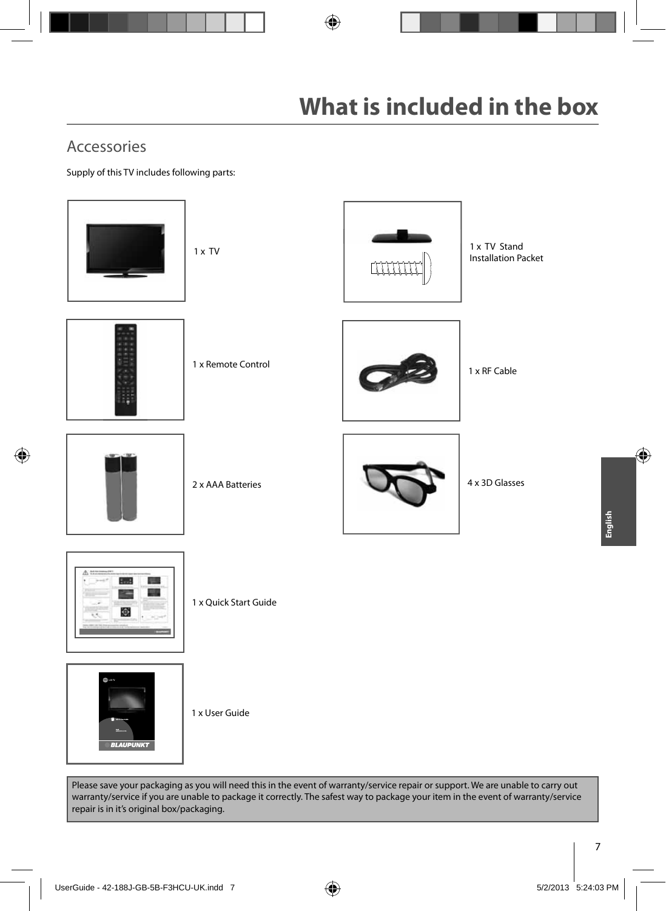# What is included in the box

## Accessories

Supply of this TV includes following parts:

1 x TV

1 x TV Stand Installation Packet

1 x Remote Control

1 x RF Cable

2 x AAA Batteries

4 x 3D Glasses

1 x Quick Start Guide

1 x User Guide

Please save your packaging as you will need this in the event of warranty/service repair or support. We are unable to carry out warranty/service if you are unable to package it correctly. The safest way to package your item in the event of warranty/service repair is in it's original box/packaging.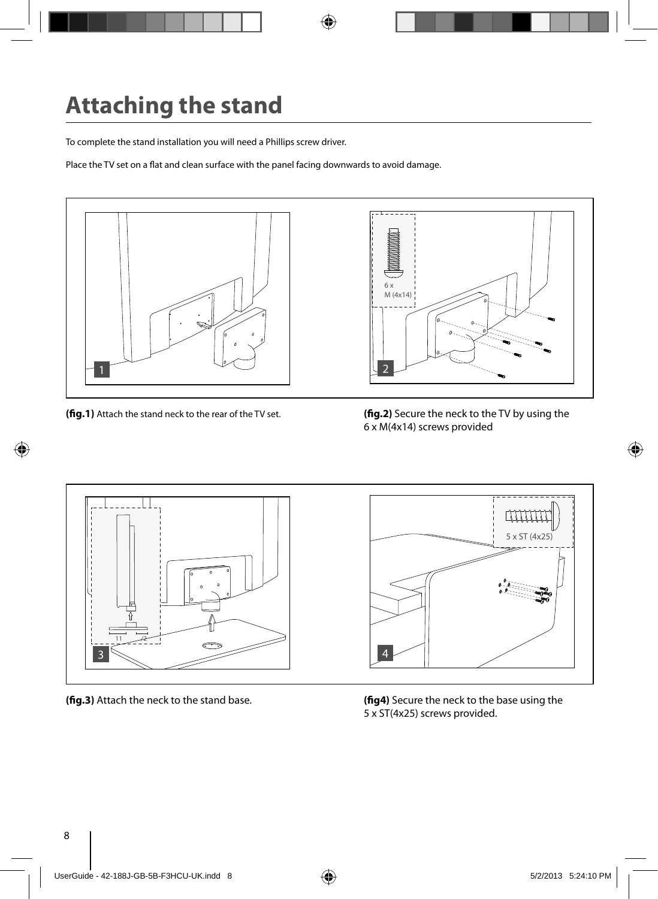# Attaching the stand

To complete the stand installation you will need a Phillips screw driver.

Place the TV set on a flat and clean surface with the panel facing downwards to avoid damage.

**(fig.1)** Attach the stand neck to the rear of the TV set.

**(fig.2)** Secure the neck to the TV by using the 6 x M(4x14) screws provided

**(fig.3)** Attach the neck to the stand base.

**(fig4)** Secure the neck to the base using the 5 x ST(4x25) screws provided.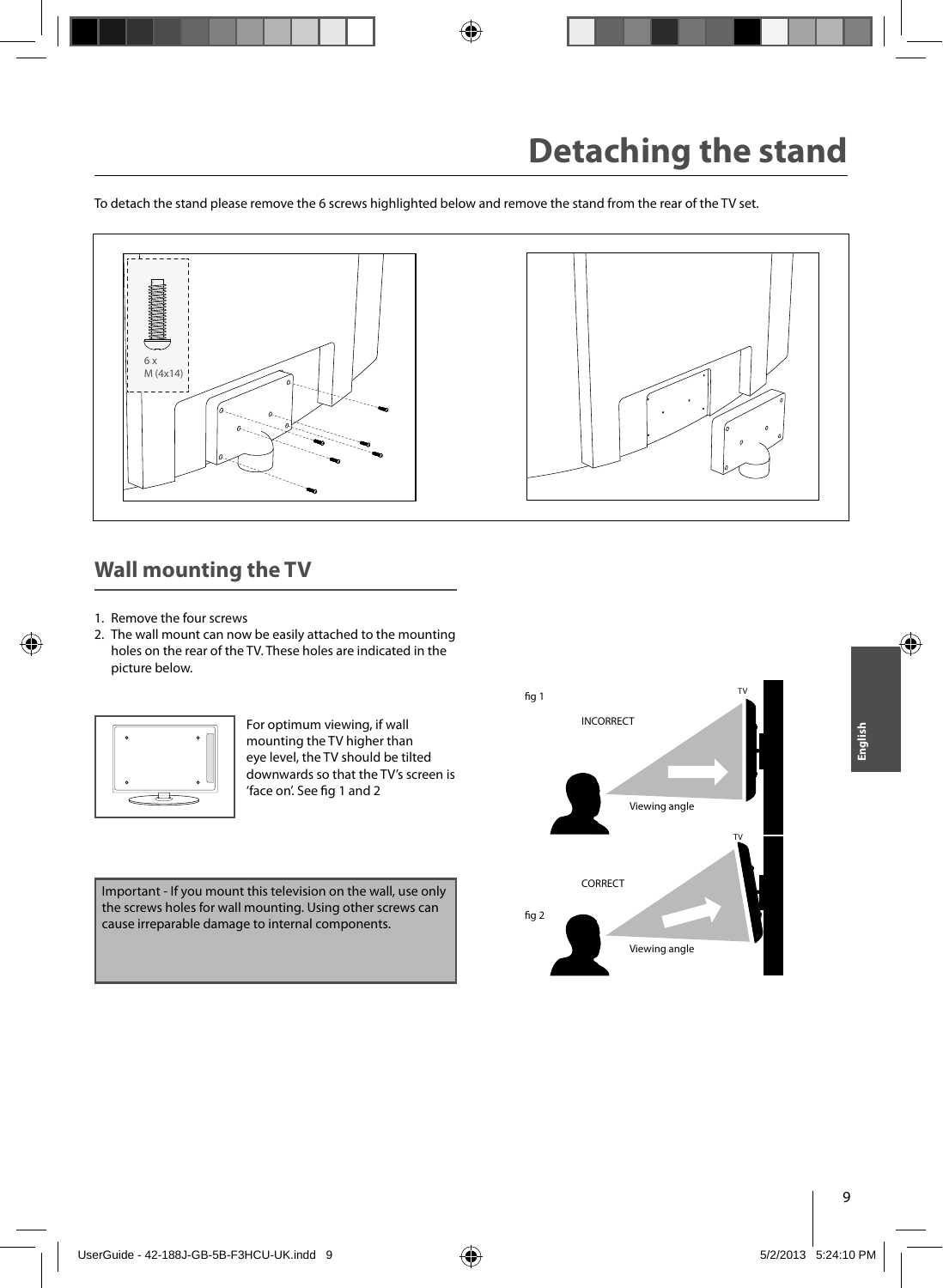# Detaching the stand

To detach the stand please remove the 6 screws highlighted below and remove the stand from the rear of the TV set.

6 x
M (4x14)

## Wall mounting the TV

1. Remove the four screws
2. The wall mount can now be easily attached to the mounting holes on the rear of the TV. These holes are indicated in the picture below.

For optimum viewing, if wall mounting the TV higher than eye level, the TV should be tilted downwards so that the TV's screen is 'face on'. See fig 1 and 2

Important - If you mount this television on the wall, use only the screws holes for wall mounting. Using other screws can cause irreparable damage to internal components.

fig 1

INCORRECT

TV

Viewing angle

fig 2

CORRECT

TV

Viewing angle

English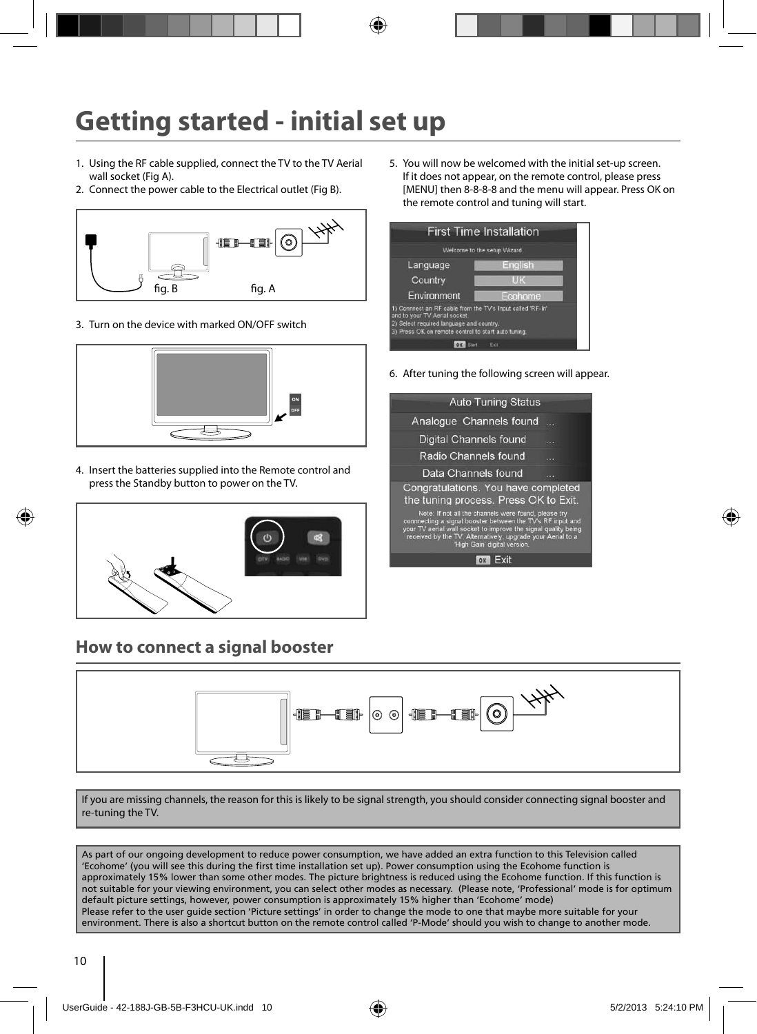# Getting started - initial set up

1. Using the RF cable supplied, connect the TV to the TV Aerial wall socket (Fig A).
2. Connect the power cable to the Electrical outlet (Fig B).

fig. B fig. A

3. Turn on the device with marked ON/OFF switch

4. Insert the batteries supplied into the Remote control and press the Standby button to power on the TV.

5. You will now be welcomed with the initial set-up screen. If it does not appear, on the remote control, please press [MENU] then 8-8-8-8 and the menu will appear. Press OK on the remote control and tuning will start.

6. After tuning the following screen will appear.

## How to connect a signal booster

If you are missing channels, the reason for this is likely to be signal strength, you should consider connecting signal booster and re-tuning the TV.

As part of our ongoing development to reduce power consumption, we have added an extra function to this Television called 'Ecohome' (you will see this during the first time installation set up). Power consumption using the Ecohome function is approximately 15% lower than some other modes. The picture brightness is reduced using the Ecohome function. If this function is not suitable for your viewing environment, you can select other modes as necessary. (Please note, 'Professional' mode is for optimum default picture settings, however, power consumption is approximately 15% higher than 'Ecohome' mode)
Please refer to the user guide section 'Picture settings' in order to change the mode to one that maybe more suitable for your environment. There is also a shortcut button on the remote control called 'P-Mode' should you wish to change to another mode.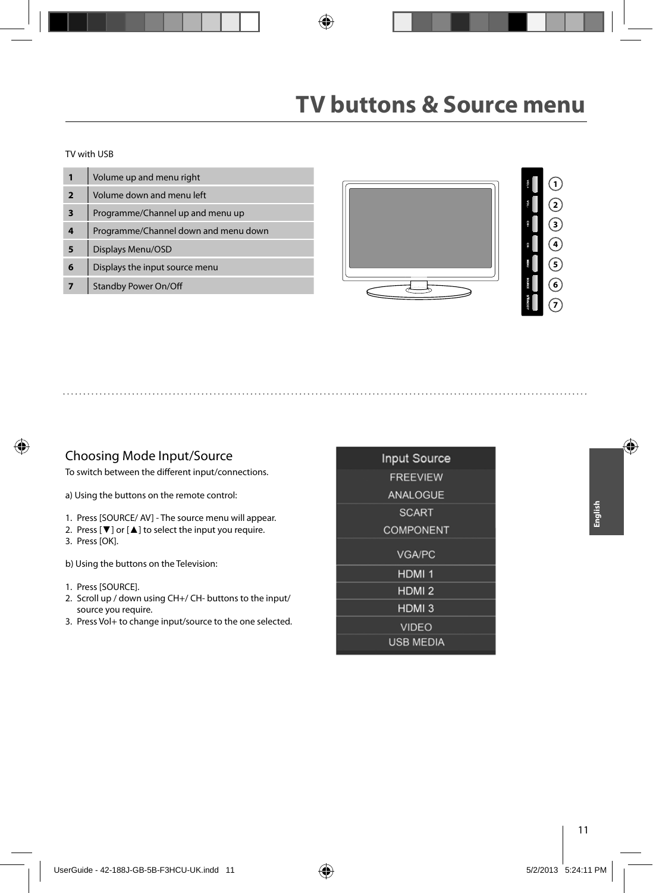# TV buttons & Source menu

TV with USB

| 1 | Volume up and menu right |
|---|---|
| 2 | Volume down and menu left |
| 3 | Programme/Channel up and menu up |
| 4 | Programme/Channel down and menu down |
| 5 | Displays Menu/OSD |
| 6 | Displays the input source menu |
| 7 | Standby Power On/Off |

## Choosing Mode Input/Source

To switch between the different input/connections.

a) Using the buttons on the remote control:

1. Press [SOURCE/ AV] - The source menu will appear.
2. Press [▼] or [▲] to select the input you require.
3. Press [OK].

b) Using the buttons on the Television:

1. Press [SOURCE].
2. Scroll up / down using CH+/ CH- buttons to the input/ source you require.
3. Press Vol+ to change input/source to the one selected.

Input Source

- FREEVIEW
- ANALOGUE
- SCART
- COMPONENT
- VGA/PC
- HDMI 1
- HDMI 2
- HDMI 3
- VIDEO
- USB MEDIA

English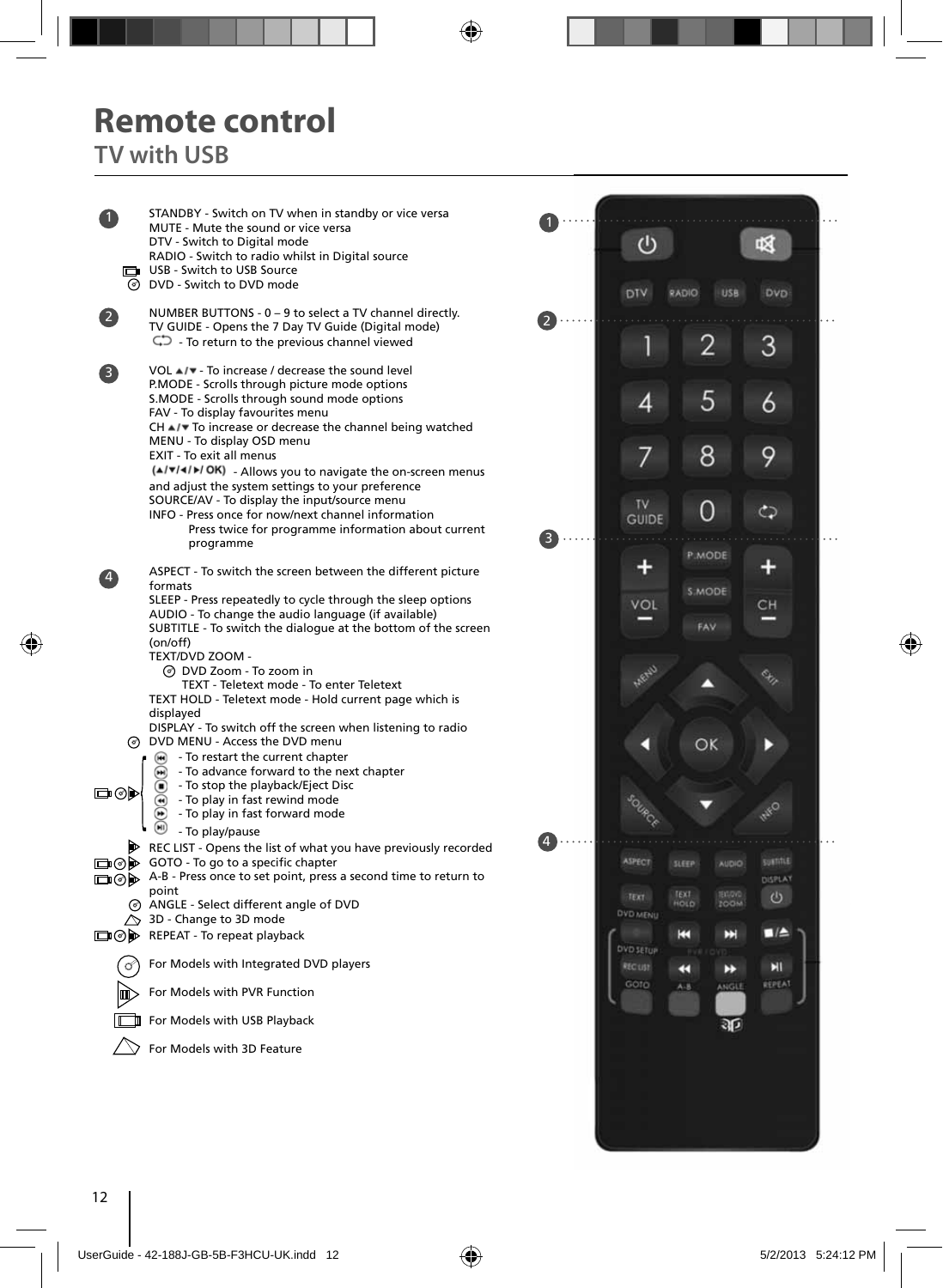# Remote control

## TV with USB

**1**

STANDBY - Switch on TV when in standby or vice versa
MUTE - Mute the sound or vice versa
DTV - Switch to Digital mode
RADIO - Switch to radio whilst in Digital source
USB - Switch to USB Source
DVD - Switch to DVD mode

**2**

NUMBER BUTTONS - 0 – 9 to select a TV channel directly.
TV GUIDE - Opens the 7 Day TV Guide (Digital mode)
- To return to the previous channel viewed

**3**

VOL ▲/▼ - To increase / decrease the sound level
P.MODE - Scrolls through picture mode options
S.MODE - Scrolls through sound mode options
FAV - To display favourites menu
CH ▲/▼ To increase or decrease the channel being watched
MENU - To display OSD menu
EXIT - To exit all menus
(▲/▼/◄/►/ OK) - Allows you to navigate the on-screen menus and adjust the system settings to your preference
SOURCE/AV - To display the input/source menu
INFO - Press once for now/next channel information
Press twice for programme information about current programme

**4**

ASPECT - To switch the screen between the different picture formats
SLEEP - Press repeatedly to cycle through the sleep options
AUDIO - To change the audio language (if available)
SUBTITLE - To switch the dialogue at the bottom of the screen (on/off)
TEXT/DVD ZOOM -
DVD Zoom - To zoom in
TEXT - Teletext mode - To enter Teletext
TEXT HOLD - Teletext mode - Hold current page which is displayed
DISPLAY - To switch off the screen when listening to radio
DVD MENU - Access the DVD menu

- To restart the current chapter
- To advance forward to the next chapter
- To stop the playback/Eject Disc
- To play in fast rewind mode
- To play in fast forward mode
- To play/pause

REC LIST - Opens the list of what you have previously recorded
GOTO - To go to a specific chapter
A-B - Press once to set point, press a second time to return to point
ANGLE - Select different angle of DVD
3D - Change to 3D mode
REPEAT - To repeat playback

For Models with Integrated DVD players

For Models with PVR Function

For Models with USB Playback

For Models with 3D Feature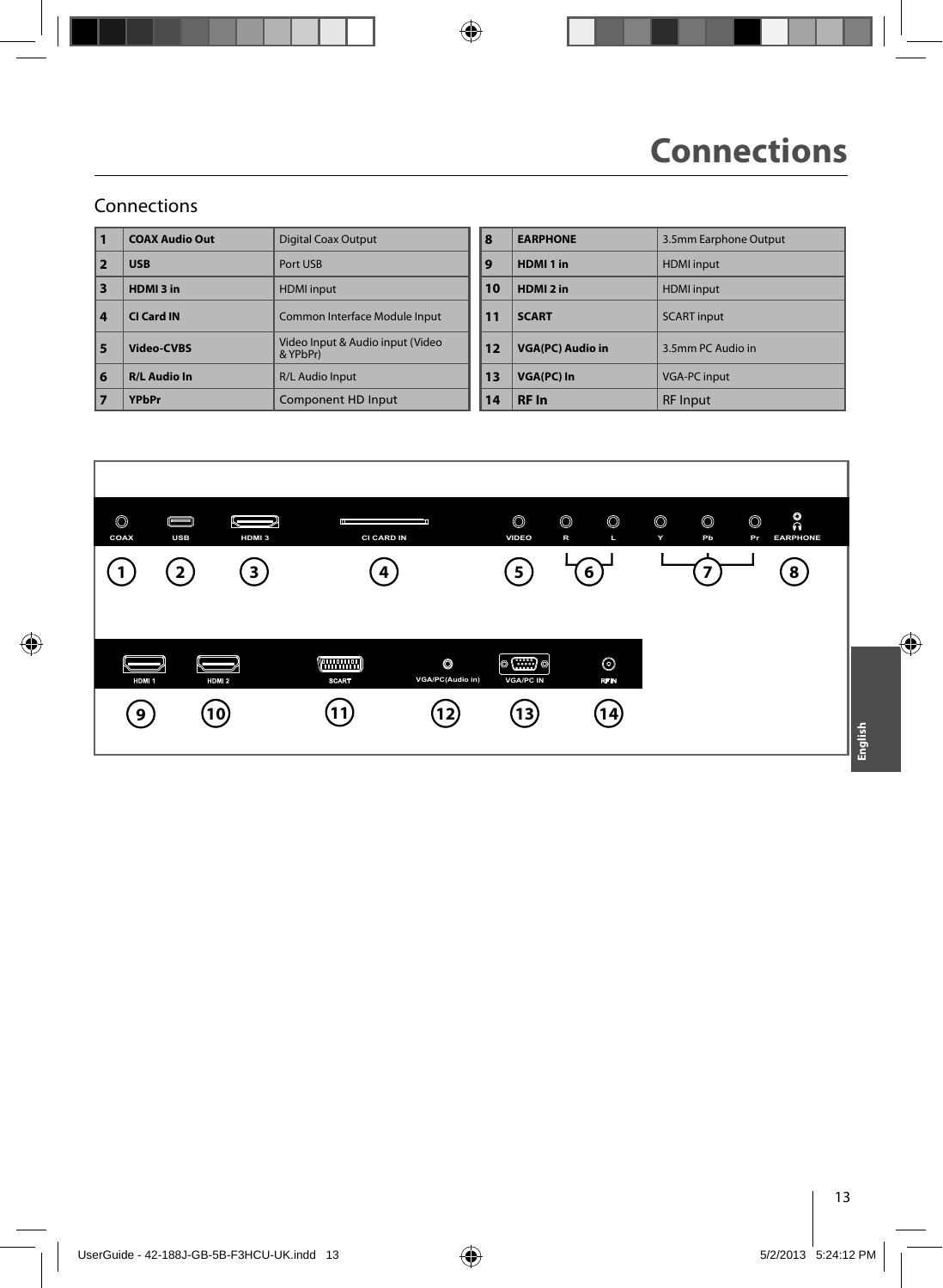# Connections

## Connections

| | | |
|---|---|---|
| 1 | **COAX Audio Out** | Digital Coax Output |
| 2 | **USB** | Port USB |
| 3 | **HDMI 3 in** | HDMI input |
| 4 | **CI Card IN** | Common Interface Module Input |
| 5 | **Video-CVBS** | Video Input & Audio input (Video & YPbPr) |
| 6 | **R/L Audio In** | R/L Audio Input |
| 7 | **YPbPr** | Component HD Input |
| 8 | **EARPHONE** | 3.5mm Earphone Output |
| 9 | **HDMI 1 in** | HDMI input |
| 10 | **HDMI 2 in** | HDMI input |
| 11 | **SCART** | SCART input |
| 12 | **VGA(PC) Audio in** | 3.5mm PC Audio in |
| 13 | **VGA(PC) In** | VGA-PC input |
| 14 | **RF In** | RF Input |

COAX USB HDMI 3 CI CARD IN VIDEO R L Y Pb Pr EARPHONE

1 2 3 4 5 6 7 8

HDMI 1 HDMI 2 SCART VGA/PC(Audio in) VGA/PC IN RF IN

9 10 11 12 13 14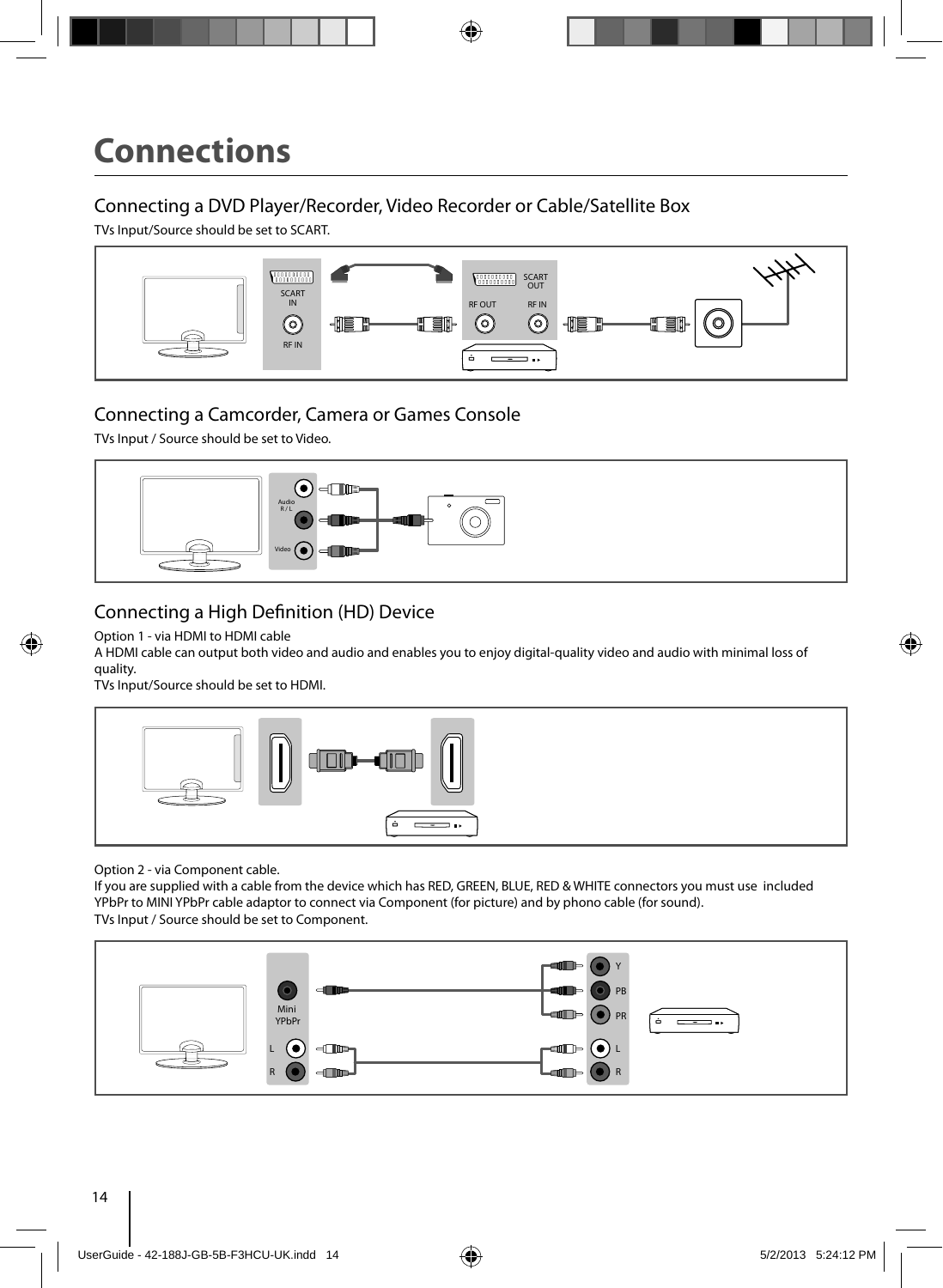# Connections

## Connecting a DVD Player/Recorder, Video Recorder or Cable/Satellite Box

TVs Input/Source should be set to SCART.

SCART IN

RF IN

SCART OUT

RF OUT

RF IN

## Connecting a Camcorder, Camera or Games Console

TVs Input / Source should be set to Video.

Audio R / L

Video

## Connecting a High Definition (HD) Device

Option 1 - via HDMI to HDMI cable

A HDMI cable can output both video and audio and enables you to enjoy digital-quality video and audio with minimal loss of quality.

TVs Input/Source should be set to HDMI.

Option 2 - via Component cable.

If you are supplied with a cable from the device which has RED, GREEN, BLUE, RED & WHITE connectors you must use included YPbPr to MINI YPbPr cable adaptor to connect via Component (for picture) and by phono cable (for sound).

TVs Input / Source should be set to Component.

Mini YPbPr

L

R

Y

PB

PR

L

R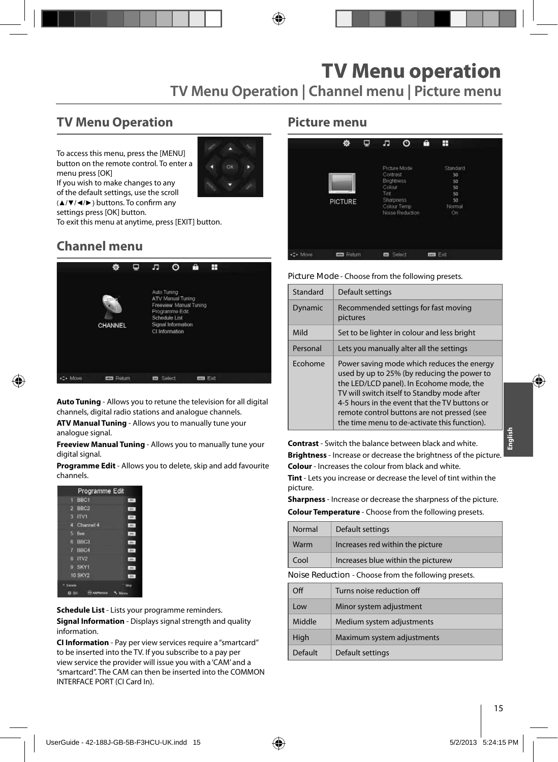# TV Menu operation

## TV Menu Operation | Channel menu | Picture menu

## TV Menu Operation

To access this menu, press the [MENU] button on the remote control. To enter a menu press [OK]
If you wish to make changes to any of the default settings, use the scroll (▲/▼/◄/►) buttons. To confirm any settings press [OK] button.
To exit this menu at anytime, press [EXIT] button.

## Channel menu

**Auto Tuning** - Allows you to retune the television for all digital channels, digital radio stations and analogue channels.

**ATV Manual Tuning** - Allows you to manually tune your analogue signal.

**Freeview Manual Tuning** - Allows you to manually tune your digital signal.

**Programme Edit** - Allows you to delete, skip and add favourite channels.

**Schedule List** - Lists your programme reminders.

**Signal Information** - Displays signal strength and quality information.

**CI Information** - Pay per view services require a "smartcard" to be inserted into the TV. If you subscribe to a pay per view service the provider will issue you with a 'CAM' and a "smartcard". The CAM can then be inserted into the COMMON INTERFACE PORT (CI Card In).

## Picture menu

Picture Mode - Choose from the following presets.

| | |
|---|---|
| Standard | Default settings |
| Dynamic | Recommended settings for fast moving pictures |
| Mild | Set to be lighter in colour and less bright |
| Personal | Lets you manually alter all the settings |
| Ecohome | Power saving mode which reduces the energy used by up to 25% (by reducing the power to the LED/LCD panel). In Ecohome mode, the TV will switch itself to Standby mode after 4-5 hours in the event that the TV buttons or remote control buttons are not pressed (see the time menu to de-activate this function). |

**Contrast** - Switch the balance between black and white.

**Brightness** - Increase or decrease the brightness of the picture.

**Colour** - Increases the colour from black and white.

**Tint** - Lets you increase or decrease the level of tint within the picture.

**Sharpness** - Increase or decrease the sharpness of the picture.

**Colour Temperature** - Choose from the following presets.

| | |
|---|---|
| Normal | Default settings |
| Warm | Increases red within the picture |
| Cool | Increases blue within the picturew |

Noise Reduction - Choose from the following presets.

| | |
|---|---|
| Off | Turns noise reduction off |
| Low | Minor system adjustment |
| Middle | Medium system adjustments |
| High | Maximum system adjustments |
| Default | Default settings |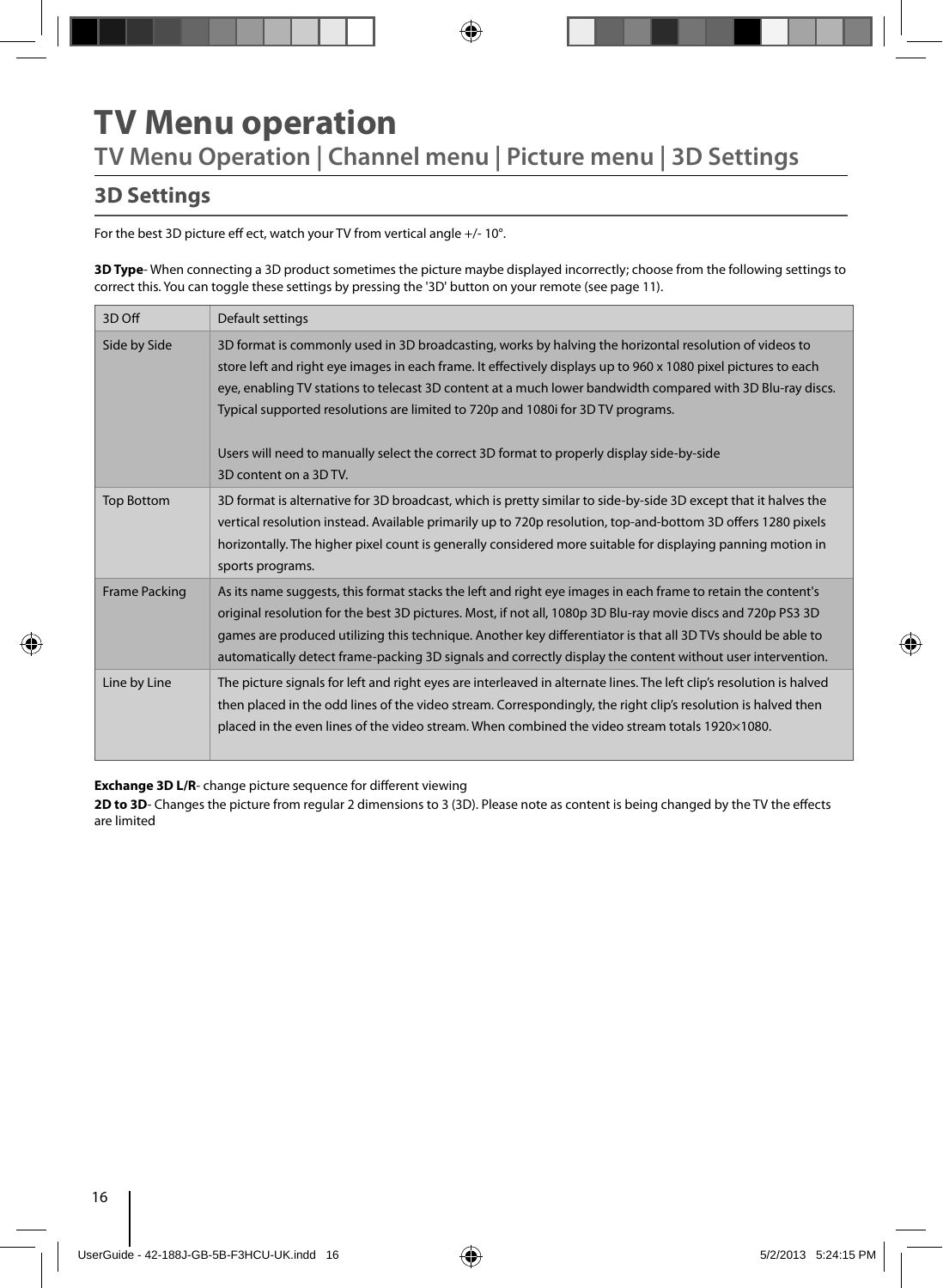# TV Menu operation

## TV Menu Operation | Channel menu | Picture menu | 3D Settings

### 3D Settings

For the best 3D picture eff ect, watch your TV from vertical angle +/- 10°.

**3D Type**- When connecting a 3D product sometimes the picture maybe displayed incorrectly; choose from the following settings to correct this. You can toggle these settings by pressing the '3D' button on your remote (see page 11).

| 3D Off | Default settings |
|---|---|
| Side by Side | 3D format is commonly used in 3D broadcasting, works by halving the horizontal resolution of videos to store left and right eye images in each frame. It effectively displays up to 960 x 1080 pixel pictures to each eye, enabling TV stations to telecast 3D content at a much lower bandwidth compared with 3D Blu-ray discs. Typical supported resolutions are limited to 720p and 1080i for 3D TV programs.<br><br>Users will need to manually select the correct 3D format to properly display side-by-side 3D content on a 3D TV. |
| Top Bottom | 3D format is alternative for 3D broadcast, which is pretty similar to side-by-side 3D except that it halves the vertical resolution instead. Available primarily up to 720p resolution, top-and-bottom 3D offers 1280 pixels horizontally. The higher pixel count is generally considered more suitable for displaying panning motion in sports programs. |
| Frame Packing | As its name suggests, this format stacks the left and right eye images in each frame to retain the content's original resolution for the best 3D pictures. Most, if not all, 1080p 3D Blu-ray movie discs and 720p PS3 3D games are produced utilizing this technique. Another key differentiator is that all 3D TVs should be able to automatically detect frame-packing 3D signals and correctly display the content without user intervention. |
| Line by Line | The picture signals for left and right eyes are interleaved in alternate lines. The left clip's resolution is halved then placed in the odd lines of the video stream. Correspondingly, the right clip's resolution is halved then placed in the even lines of the video stream. When combined the video stream totals 1920×1080. |

**Exchange 3D L/R**- change picture sequence for different viewing

**2D to 3D**- Changes the picture from regular 2 dimensions to 3 (3D). Please note as content is being changed by the TV the effects are limited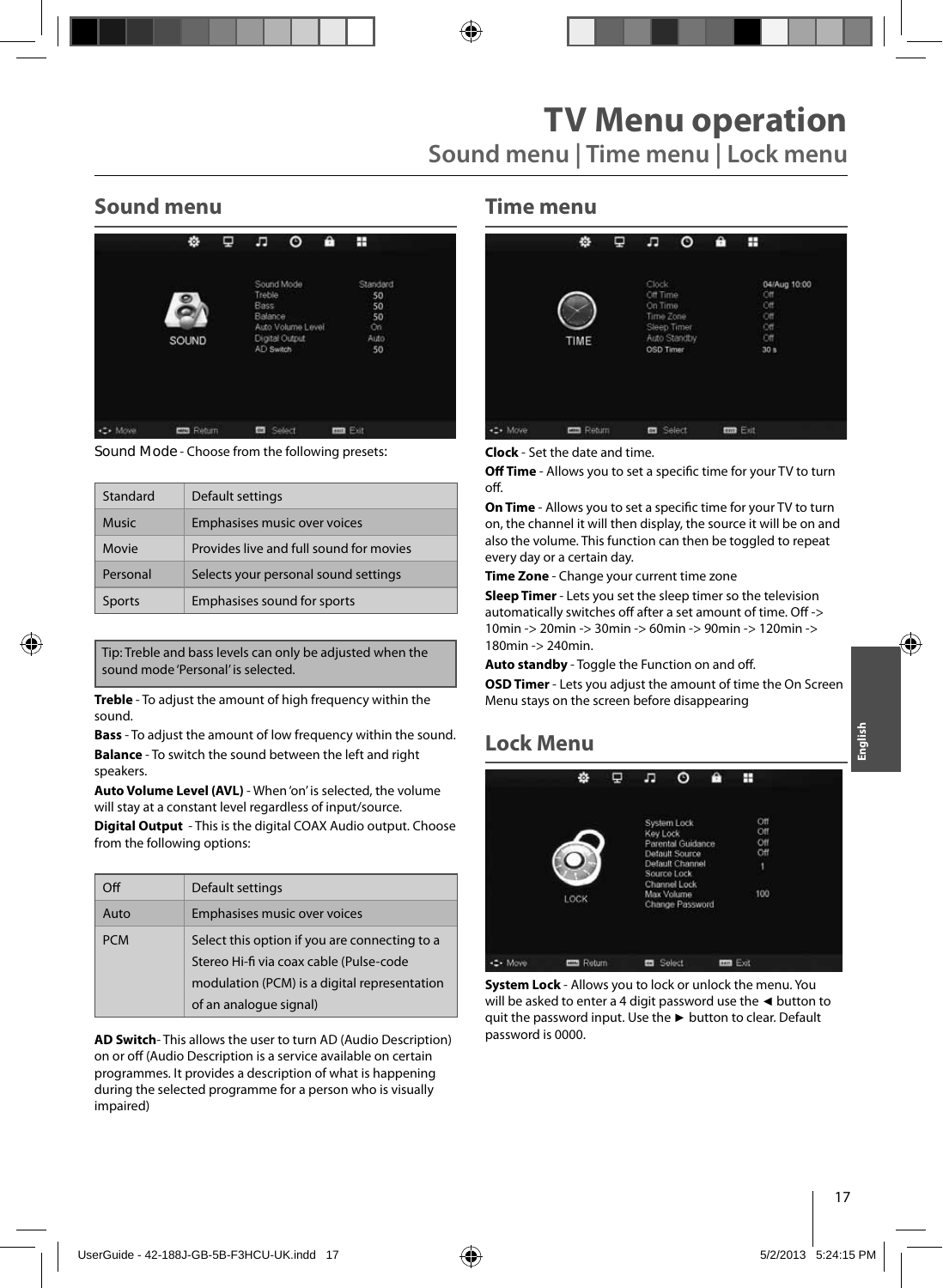# TV Menu operation

## Sound menu | Time menu | Lock menu

## Sound menu

Sound Mode - Choose from the following presets:

| | |
|---|---|
| Standard | Default settings |
| Music | Emphasises music over voices |
| Movie | Provides live and full sound for movies |
| Personal | Selects your personal sound settings |
| Sports | Emphasises sound for sports |

Tip: Treble and bass levels can only be adjusted when the sound mode 'Personal' is selected.

**Treble** - To adjust the amount of high frequency within the sound.

**Bass** - To adjust the amount of low frequency within the sound.

**Balance** - To switch the sound between the left and right speakers.

**Auto Volume Level (AVL)** - When 'on' is selected, the volume will stay at a constant level regardless of input/source.

**Digital Output** - This is the digital COAX Audio output. Choose from the following options:

| | |
|---|---|
| Off | Default settings |
| Auto | Emphasises music over voices |
| PCM | Select this option if you are connecting to a Stereo Hi-fi via coax cable (Pulse-code modulation (PCM) is a digital representation of an analogue signal) |

**AD Switch**- This allows the user to turn AD (Audio Description) on or off (Audio Description is a service available on certain programmes. It provides a description of what is happening during the selected programme for a person who is visually impaired)

## Time menu

**Clock** - Set the date and time.

**Off Time** - Allows you to set a specific time for your TV to turn off.

**On Time** - Allows you to set a specific time for your TV to turn on, the channel it will then display, the source it will be on and also the volume. This function can then be toggled to repeat every day or a certain day.

**Time Zone** - Change your current time zone

**Sleep Timer** - Lets you set the sleep timer so the television automatically switches off after a set amount of time. Off -> 10min -> 20min -> 30min -> 60min -> 90min -> 120min -> 180min -> 240min.

**Auto standby** - Toggle the Function on and off.

**OSD Timer** - Lets you adjust the amount of time the On Screen Menu stays on the screen before disappearing

## Lock Menu

**System Lock** - Allows you to lock or unlock the menu. You will be asked to enter a 4 digit password use the ◄ button to quit the password input. Use the ► button to clear. Default password is 0000.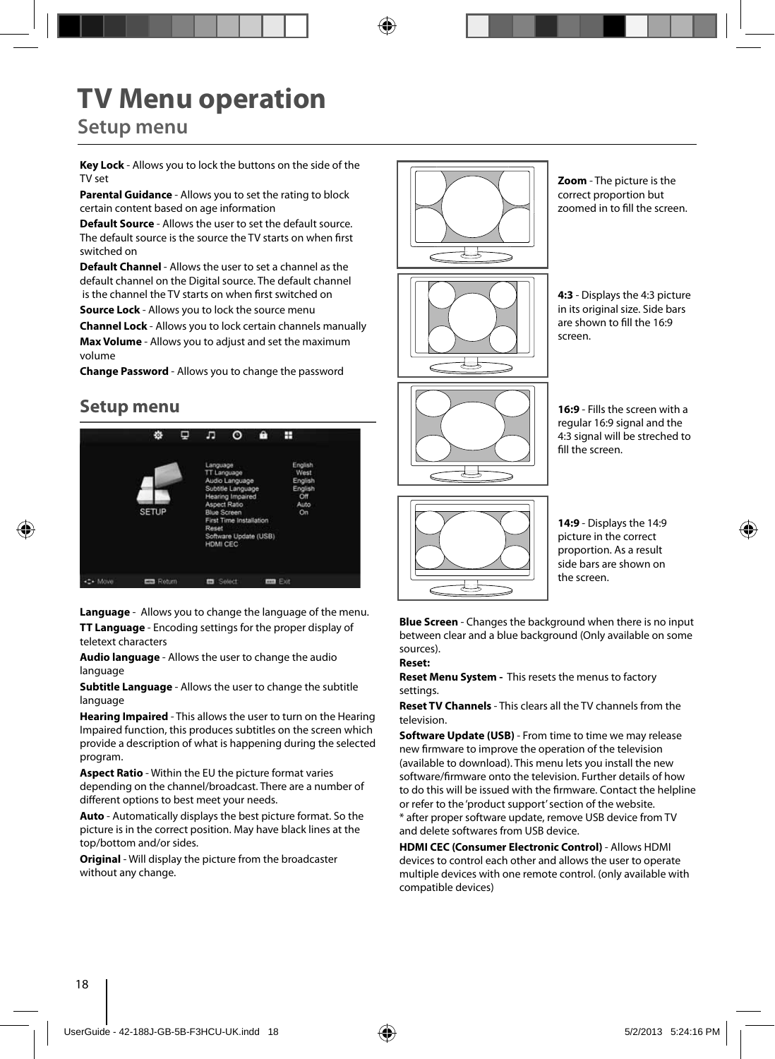# TV Menu operation

## Setup menu

**Key Lock** - Allows you to lock the buttons on the side of the TV set

**Parental Guidance** - Allows you to set the rating to block certain content based on age information

**Default Source** - Allows the user to set the default source. The default source is the source the TV starts on when first switched on

**Default Channel** - Allows the user to set a channel as the default channel on the Digital source. The default channel is the channel the TV starts on when first switched on

**Source Lock** - Allows you to lock the source menu

**Channel Lock** - Allows you to lock certain channels manually

**Max Volume** - Allows you to adjust and set the maximum volume

**Change Password** - Allows you to change the password

## Setup menu

**Language** - Allows you to change the language of the menu.

**TT Language** - Encoding settings for the proper display of teletext characters

**Audio language** - Allows the user to change the audio language

**Subtitle Language** - Allows the user to change the subtitle language

**Hearing Impaired** - This allows the user to turn on the Hearing Impaired function, this produces subtitles on the screen which provide a description of what is happening during the selected program.

**Aspect Ratio** - Within the EU the picture format varies depending on the channel/broadcast. There are a number of different options to best meet your needs.

**Auto** - Automatically displays the best picture format. So the picture is in the correct position. May have black lines at the top/bottom and/or sides.

**Original** - Will display the picture from the broadcaster without any change.

**Zoom** - The picture is the correct proportion but zoomed in to fill the screen.

**4:3** - Displays the 4:3 picture in its original size. Side bars are shown to fill the 16:9 screen.

**16:9** - Fills the screen with a regular 16:9 signal and the 4:3 signal will be streched to fill the screen.

**14:9** - Displays the 14:9 picture in the correct proportion. As a result side bars are shown on the screen.

**Blue Screen** - Changes the background when there is no input between clear and a blue background (Only available on some sources).

**Reset:**

**Reset Menu System -** This resets the menus to factory settings.

**Reset TV Channels** - This clears all the TV channels from the television.

**Software Update (USB)** - From time to time we may release new firmware to improve the operation of the television (available to download). This menu lets you install the new software/firmware onto the television. Further details of how to do this will be issued with the firmware. Contact the helpline or refer to the 'product support' section of the website.
* after proper software update, remove USB device from TV and delete softwares from USB device.

**HDMI CEC (Consumer Electronic Control)** - Allows HDMI devices to control each other and allows the user to operate multiple devices with one remote control. (only available with compatible devices)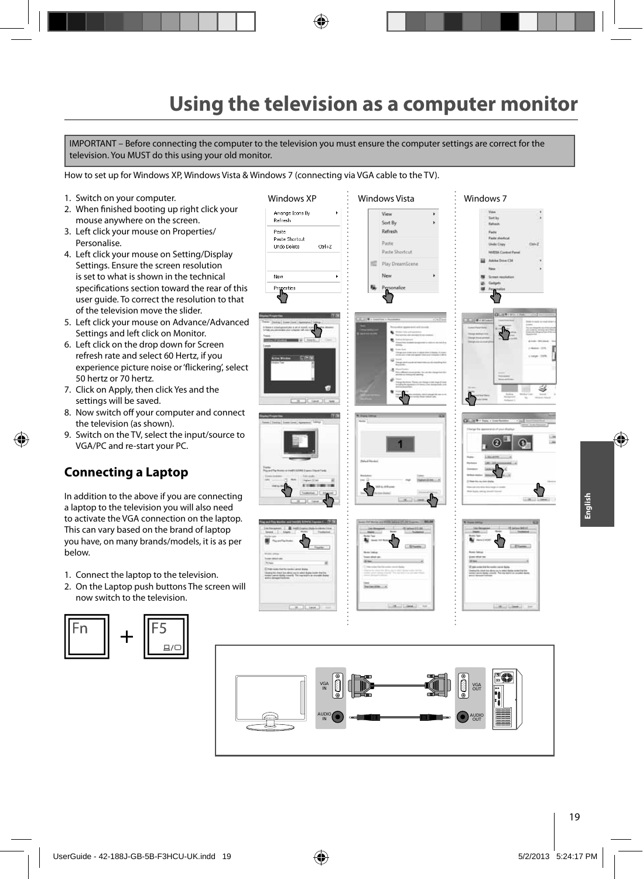# Using the television as a computer monitor

IMPORTANT – Before connecting the computer to the television you must ensure the computer settings are correct for the television. You MUST do this using your old monitor.

How to set up for Windows XP, Windows Vista & Windows 7 (connecting via VGA cable to the TV).

1. Switch on your computer.
2. When finished booting up right click your mouse anywhere on the screen.
3. Left click your mouse on Properties/ Personalise.
4. Left click your mouse on Setting/Display Settings. Ensure the screen resolution is set to what is shown in the technical specifications section toward the rear of this user guide. To correct the resolution to that of the television move the slider.
5. Left click your mouse on Advance/Advanced Settings and left click on Monitor.
6. Left click on the drop down for Screen refresh rate and select 60 Hertz, if you experience picture noise or 'flickering', select 50 hertz or 70 hertz.
7. Click on Apply, then click Yes and the settings will be saved.
8. Now switch off your computer and connect the television (as shown).
9. Switch on the TV, select the input/source to VGA/PC and re-start your PC.

Windows XP | Windows Vista | Windows 7

## Connecting a Laptop

In addition to the above if you are connecting a laptop to the television you will also need to activate the VGA connection on the laptop. This can vary based on the brand of laptop you have, on many brands/models, it is as per below.

1. Connect the laptop to the television.
2. On the Laptop push buttons The screen will now switch to the television.

Fn + F5

VGA IN | AUDIO IN | VGA OUT | AUDIO OUT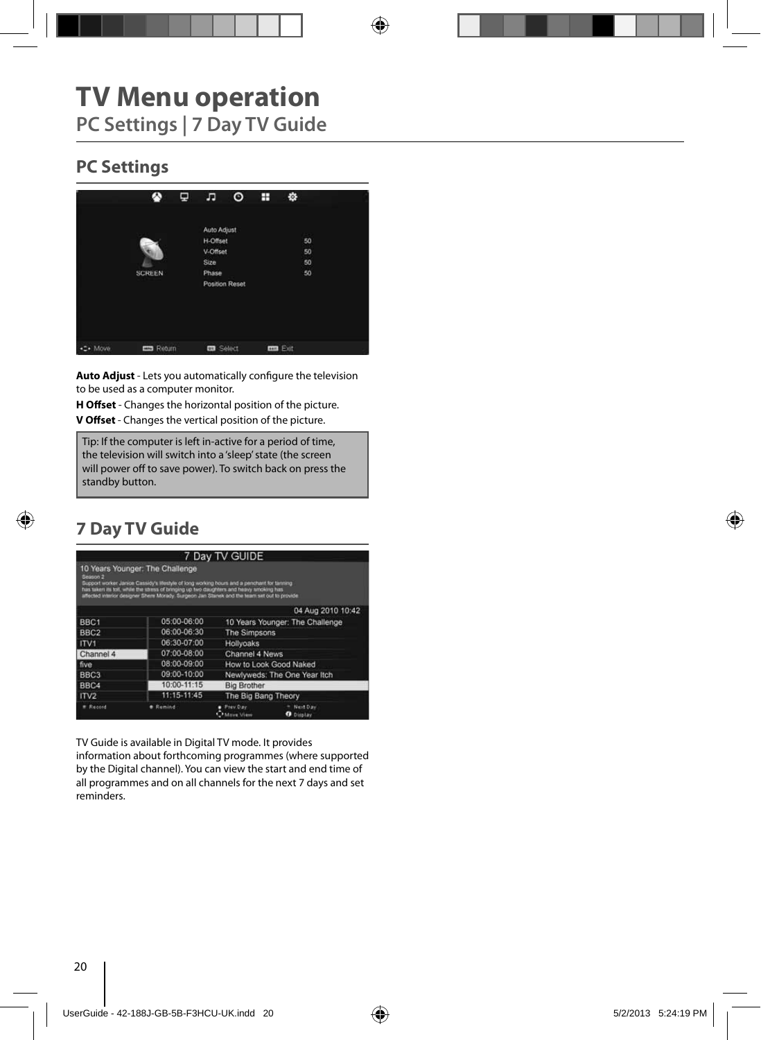# TV Menu operation

## PC Settings | 7 Day TV Guide

### PC Settings

**Auto Adjust** - Lets you automatically configure the television to be used as a computer monitor.

**H Offset** - Changes the horizontal position of the picture.

**V Offset** - Changes the vertical position of the picture.

> Tip: If the computer is left in-active for a period of time, the television will switch into a 'sleep' state (the screen will power off to save power). To switch back on press the standby button.

### 7 Day TV Guide

TV Guide is available in Digital TV mode. It provides information about forthcoming programmes (where supported by the Digital channel). You can view the start and end time of all programmes and on all channels for the next 7 days and set reminders.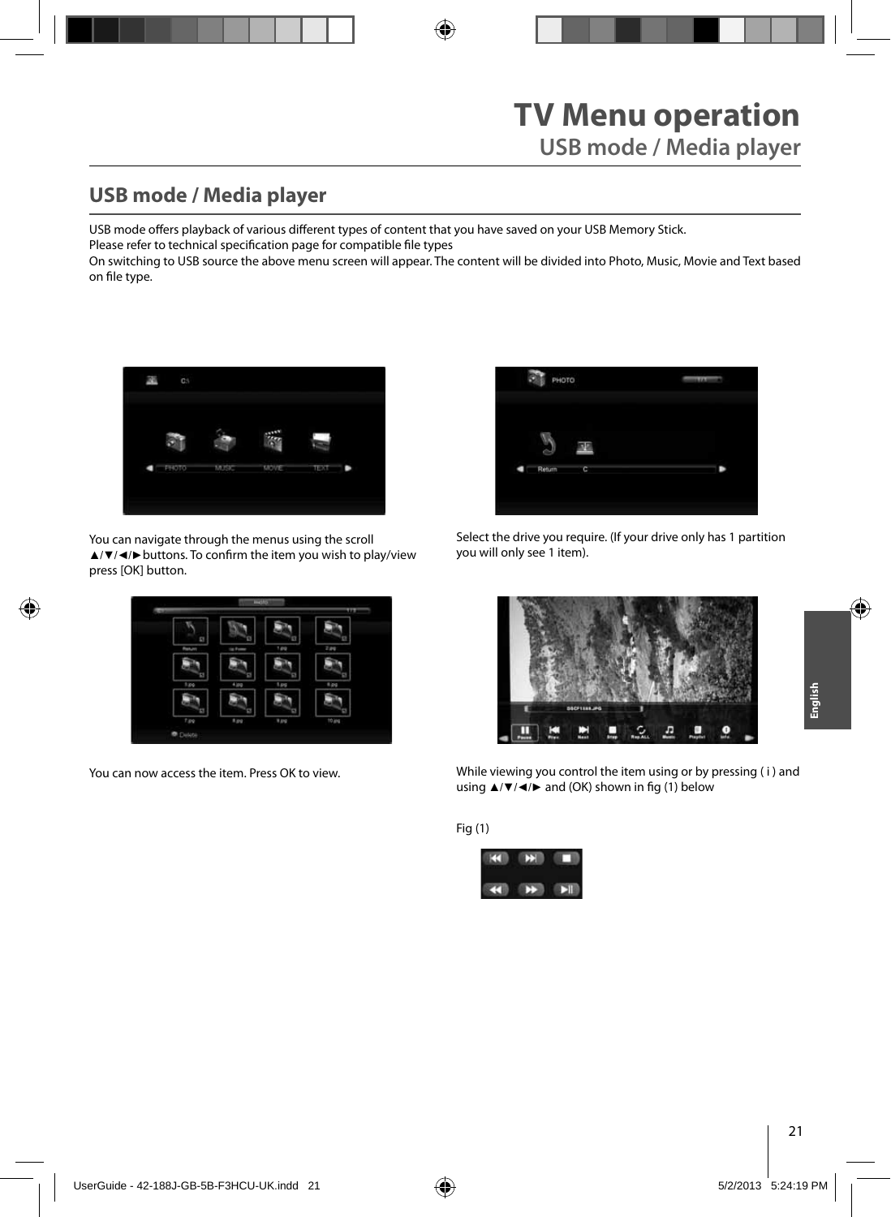# TV Menu operation

## USB mode / Media player

## USB mode / Media player

USB mode offers playback of various different types of content that you have saved on your USB Memory Stick.
Please refer to technical specification page for compatible file types
On switching to USB source the above menu screen will appear. The content will be divided into Photo, Music, Movie and Text based on file type.

You can navigate through the menus using the scroll ▲/▼/◄/►buttons. To confirm the item you wish to play/view press [OK] button.

Select the drive you require. (If your drive only has 1 partition you will only see 1 item).

You can now access the item. Press OK to view.

While viewing you control the item using or by pressing ( i ) and using ▲/▼/◄/► and (OK) shown in fig (1) below

Fig (1)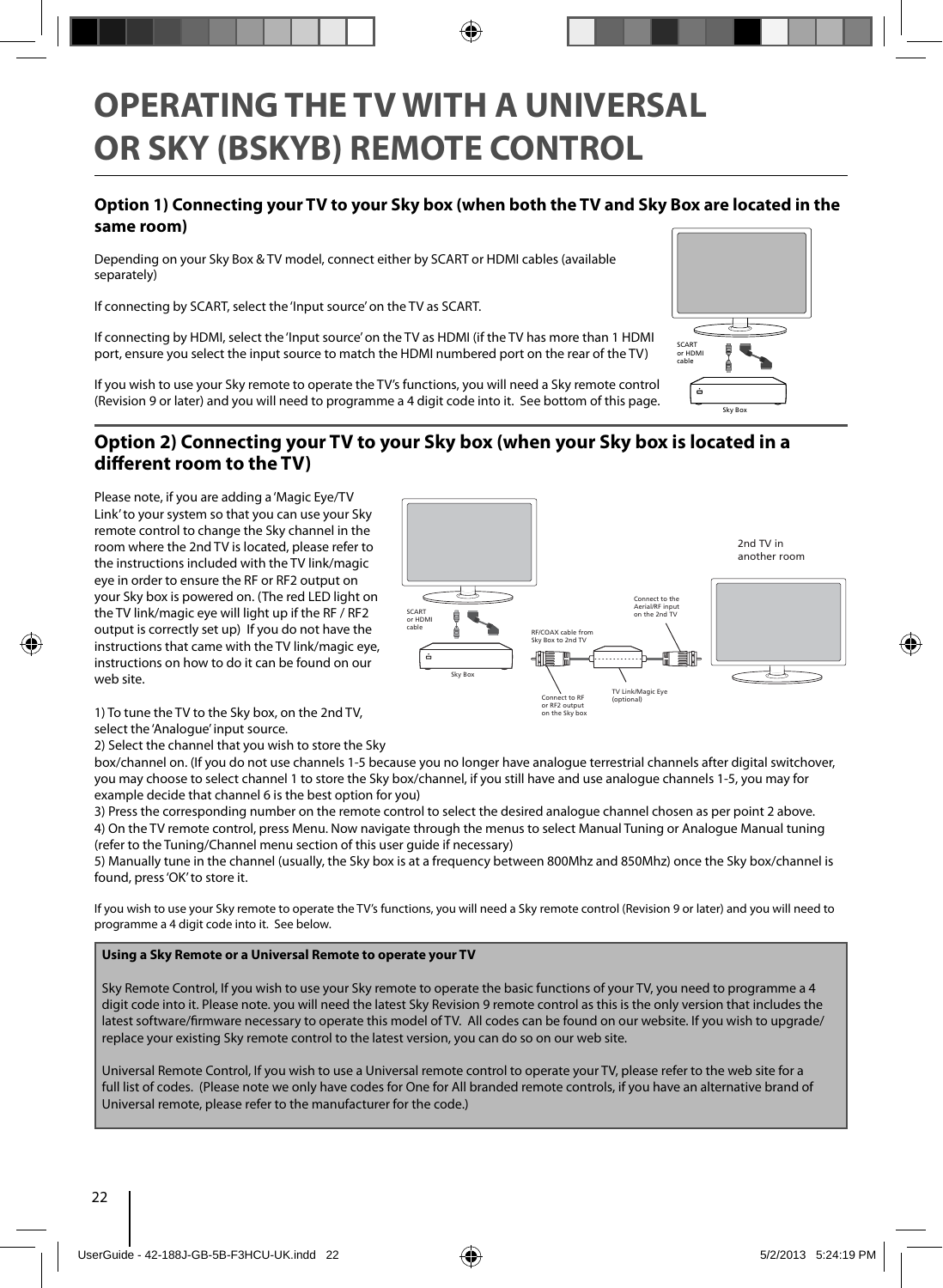# OPERATING THE TV WITH A UNIVERSAL OR SKY (BSKYB) REMOTE CONTROL

## Option 1) Connecting your TV to your Sky box (when both the TV and Sky Box are located in the same room)

Depending on your Sky Box & TV model, connect either by SCART or HDMI cables (available separately)

If connecting by SCART, select the 'Input source' on the TV as SCART.

If connecting by HDMI, select the 'Input source' on the TV as HDMI (if the TV has more than 1 HDMI port, ensure you select the input source to match the HDMI numbered port on the rear of the TV)

If you wish to use your Sky remote to operate the TV's functions, you will need a Sky remote control (Revision 9 or later) and you will need to programme a 4 digit code into it. See bottom of this page.

SCART or HDMI cable

Sky Box

## Option 2) Connecting your TV to your Sky box (when your Sky box is located in a different room to the TV)

Please note, if you are adding a 'Magic Eye/TV Link' to your system so that you can use your Sky remote control to change the Sky channel in the room where the 2nd TV is located, please refer to the instructions included with the TV link/magic eye in order to ensure the RF or RF2 output on your Sky box is powered on. (The red LED light on the TV link/magic eye will light up if the RF / RF2 output is correctly set up) If you do not have the instructions that came with the TV link/magic eye, instructions on how to do it can be found on our web site.

SCART or HDMI cable

Sky Box

RF/COAX cable from Sky Box to 2nd TV

Connect to RF or RF2 output on the Sky box

TV Link/Magic Eye (optional)

Connect to the Aerial/RF input on the 2nd TV

2nd TV in another room

1) To tune the TV to the Sky box, on the 2nd TV, select the 'Analogue' input source.

2) Select the channel that you wish to store the Sky box/channel on. (If you do not use channels 1-5 because you no longer have analogue terrestrial channels after digital switchover, you may choose to select channel 1 to store the Sky box/channel, if you still have and use analogue channels 1-5, you may for example decide that channel 6 is the best option for you)

3) Press the corresponding number on the remote control to select the desired analogue channel chosen as per point 2 above.

4) On the TV remote control, press Menu. Now navigate through the menus to select Manual Tuning or Analogue Manual tuning (refer to the Tuning/Channel menu section of this user guide if necessary)

5) Manually tune in the channel (usually, the Sky box is at a frequency between 800Mhz and 850Mhz) once the Sky box/channel is found, press 'OK' to store it.

If you wish to use your Sky remote to operate the TV's functions, you will need a Sky remote control (Revision 9 or later) and you will need to programme a 4 digit code into it. See below.

**Using a Sky Remote or a Universal Remote to operate your TV**

Sky Remote Control, If you wish to use your Sky remote to operate the basic functions of your TV, you need to programme a 4 digit code into it. Please note. you will need the latest Sky Revision 9 remote control as this is the only version that includes the latest software/firmware necessary to operate this model of TV. All codes can be found on our website. If you wish to upgrade/replace your existing Sky remote control to the latest version, you can do so on our web site.

Universal Remote Control, If you wish to use a Universal remote control to operate your TV, please refer to the web site for a full list of codes. (Please note we only have codes for One for All branded remote controls, if you have an alternative brand of Universal remote, please refer to the manufacturer for the code.)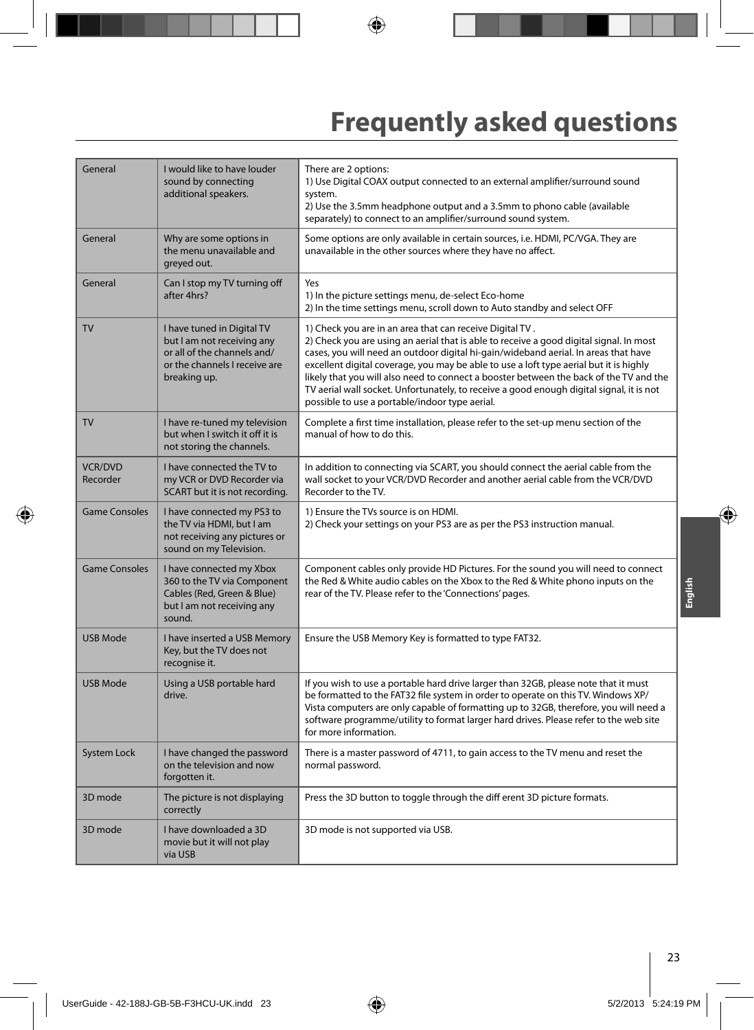# Frequently asked questions

| | | |
|---|---|---|
| General | I would like to have louder sound by connecting additional speakers. | There are 2 options:<br>1) Use Digital COAX output connected to an external amplifier/surround sound system.<br>2) Use the 3.5mm headphone output and a 3.5mm to phono cable (available separately) to connect to an amplifier/surround sound system. |
| General | Why are some options in the menu unavailable and greyed out. | Some options are only available in certain sources, i.e. HDMI, PC/VGA. They are unavailable in the other sources where they have no affect. |
| General | Can I stop my TV turning off after 4hrs? | Yes<br>1) In the picture settings menu, de-select Eco-home<br>2) In the time settings menu, scroll down to Auto standby and select OFF |
| TV | I have tuned in Digital TV but I am not receiving any or all of the channels and/ or the channels I receive are breaking up. | 1) Check you are in an area that can receive Digital TV .<br>2) Check you are using an aerial that is able to receive a good digital signal. In most cases, you will need an outdoor digital hi-gain/wideband aerial. In areas that have excellent digital coverage, you may be able to use a loft type aerial but it is highly likely that you will also need to connect a booster between the back of the TV and the TV aerial wall socket. Unfortunately, to receive a good enough digital signal, it is not possible to use a portable/indoor type aerial. |
| TV | I have re-tuned my television but when I switch it off it is not storing the channels. | Complete a first time installation, please refer to the set-up menu section of the manual of how to do this. |
| VCR/DVD Recorder | I have connected the TV to my VCR or DVD Recorder via SCART but it is not recording. | In addition to connecting via SCART, you should connect the aerial cable from the wall socket to your VCR/DVD Recorder and another aerial cable from the VCR/DVD Recorder to the TV. |
| Game Consoles | I have connected my PS3 to the TV via HDMI, but I am not receiving any pictures or sound on my Television. | 1) Ensure the TVs source is on HDMI.<br>2) Check your settings on your PS3 are as per the PS3 instruction manual. |
| Game Consoles | I have connected my Xbox 360 to the TV via Component Cables (Red, Green & Blue) but I am not receiving any sound. | Component cables only provide HD Pictures. For the sound you will need to connect the Red & White audio cables on the Xbox to the Red & White phono inputs on the rear of the TV. Please refer to the 'Connections' pages. |
| USB Mode | I have inserted a USB Memory Key, but the TV does not recognise it. | Ensure the USB Memory Key is formatted to type FAT32. |
| USB Mode | Using a USB portable hard drive. | If you wish to use a portable hard drive larger than 32GB, please note that it must be formatted to the FAT32 file system in order to operate on this TV. Windows XP/ Vista computers are only capable of formatting up to 32GB, therefore, you will need a software programme/utility to format larger hard drives. Please refer to the web site for more information. |
| System Lock | I have changed the password on the television and now forgotten it. | There is a master password of 4711, to gain access to the TV menu and reset the normal password. |
| 3D mode | The picture is not displaying correctly | Press the 3D button to toggle through the diff erent 3D picture formats. |
| 3D mode | I have downloaded a 3D movie but it will not play via USB | 3D mode is not supported via USB. |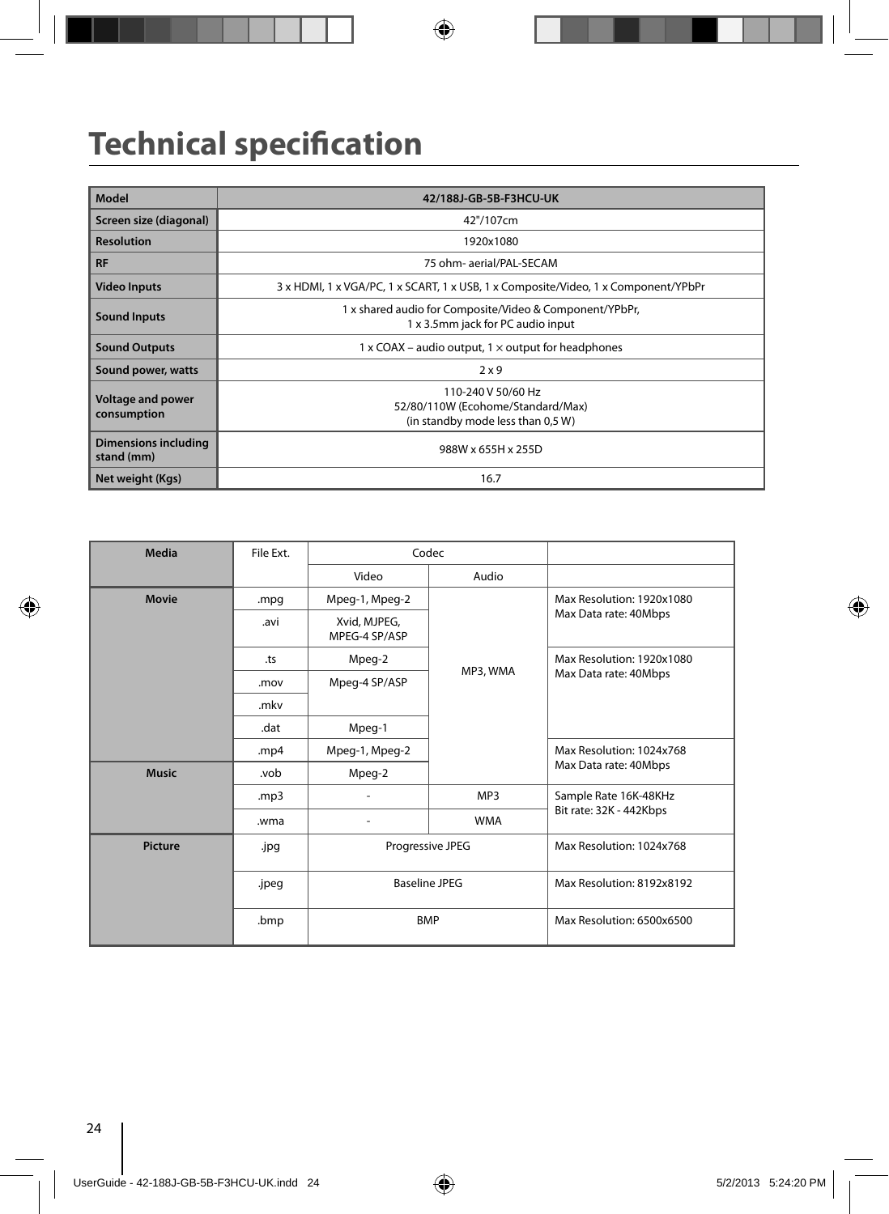# Technical specification

| Model | 42/188J-GB-5B-F3HCU-UK |
|---|---|
| Screen size (diagonal) | 42"/107cm |
| Resolution | 1920x1080 |
| RF | 75 ohm- aerial/PAL-SECAM |
| Video Inputs | 3 x HDMI, 1 x VGA/PC, 1 x SCART, 1 x USB, 1 x Composite/Video, 1 x Component/YPbPr |
| Sound Inputs | 1 x shared audio for Composite/Video & Component/YPbPr,<br>1 x 3.5mm jack for PC audio input |
| Sound Outputs | 1 x COAX – audio output, 1 × output for headphones |
| Sound power, watts | 2 x 9 |
| Voltage and power consumption | 110-240 V 50/60 Hz<br>52/80/110W (Ecohome/Standard/Max)<br>(in standby mode less than 0,5 W) |
| Dimensions including stand (mm) | 988W x 655H x 255D |
| Net weight (Kgs) | 16.7 |

| Media | File Ext. | Codec | | |
|---|---|---|---|---|
| | | Video | Audio | |
| Movie | .mpg | Mpeg-1, Mpeg-2 | MP3, WMA | Max Resolution: 1920x1080<br>Max Data rate: 40Mbps |
| | .avi | Xvid, MJPEG, MPEG-4 SP/ASP | | |
| | .ts | Mpeg-2 | | Max Resolution: 1920x1080<br>Max Data rate: 40Mbps |
| | .mov | Mpeg-4 SP/ASP | | |
| | .mkv | | | |
| | .dat | Mpeg-1 | | |
| | .mp4 | Mpeg-1, Mpeg-2 | | Max Resolution: 1024x768<br>Max Data rate: 40Mbps |
| Music | .vob | Mpeg-2 | | |
| | .mp3 | - | MP3 | Sample Rate 16K-48KHz<br>Bit rate: 32K - 442Kbps |
| | .wma | - | WMA | |
| Picture | .jpg | Progressive JPEG | | Max Resolution: 1024x768 |
| | .jpeg | Baseline JPEG | | Max Resolution: 8192x8192 |
| | .bmp | BMP | | Max Resolution: 6500x6500 |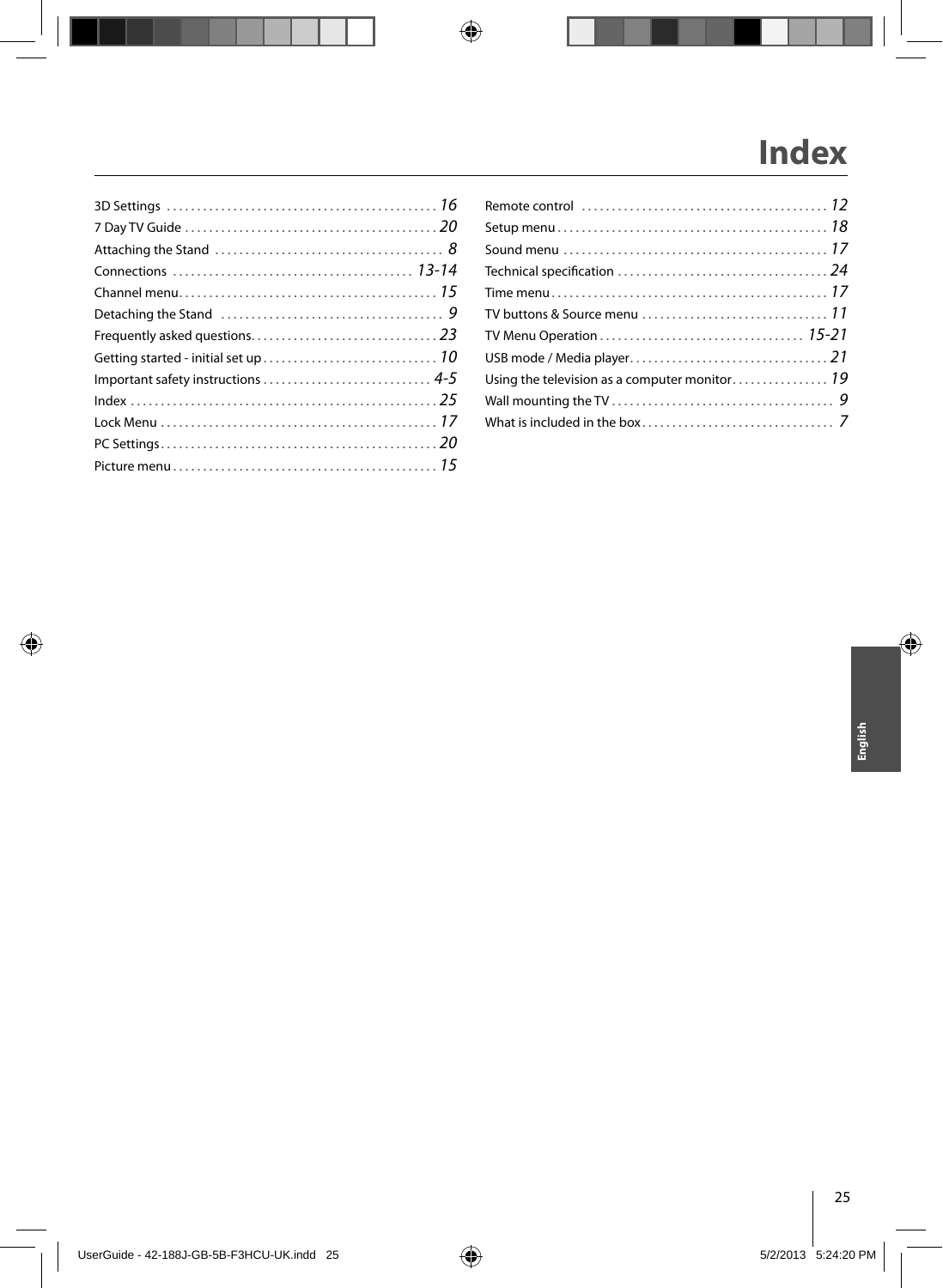# Index

3D Settings ............................................. 16
7 Day TV Guide .......................................... 20
Attaching the Stand ...................................... 8
Connections ........................................ 13-14
Channel menu.......................................... 15
Detaching the Stand .................................... 9
Frequently asked questions............................... 23
Getting started - initial set up ............................ 10
Important safety instructions ............................ 4-5
Index .................................................. 25
Lock Menu ............................................. 17
PC Settings.............................................. 20
Picture menu ........................................... 15
Remote control ........................................ 12
Setup menu ............................................ 18
Sound menu ........................................... 17
Technical specification .................................. 24
Time menu.............................................. 17
TV buttons & Source menu .............................. 11
TV Menu Operation ................................. 15-21
USB mode / Media player................................ 21
Using the television as a computer monitor................ 19
Wall mounting the TV .................................... 9
What is included in the box............................... 7

English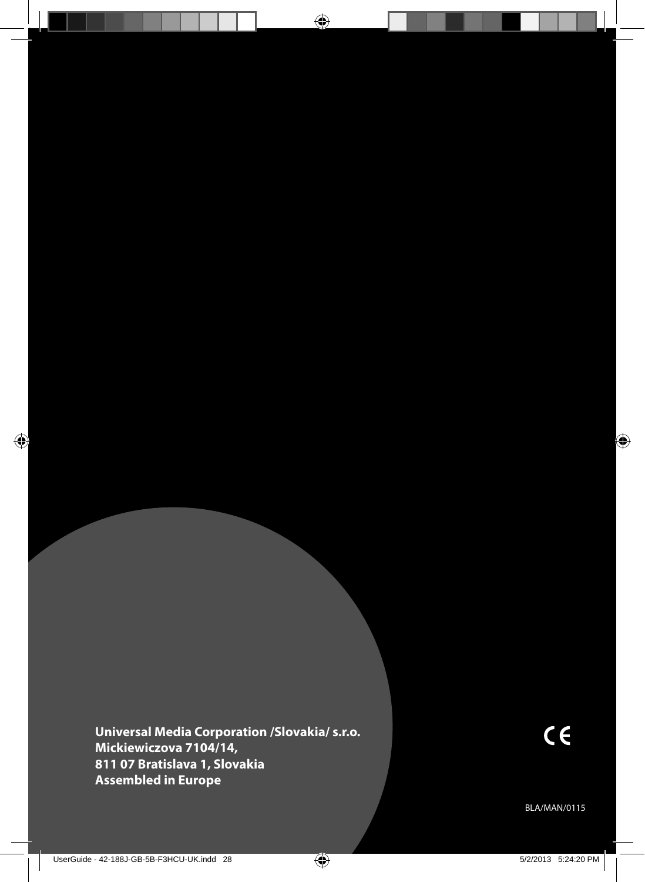**Universal Media Corporation /Slovakia/ s.r.o.**
**Mickiewiczova 7104/14,**
**811 07 Bratislava 1, Slovakia**
**Assembled in Europe**

CE

BLA/MAN/0115